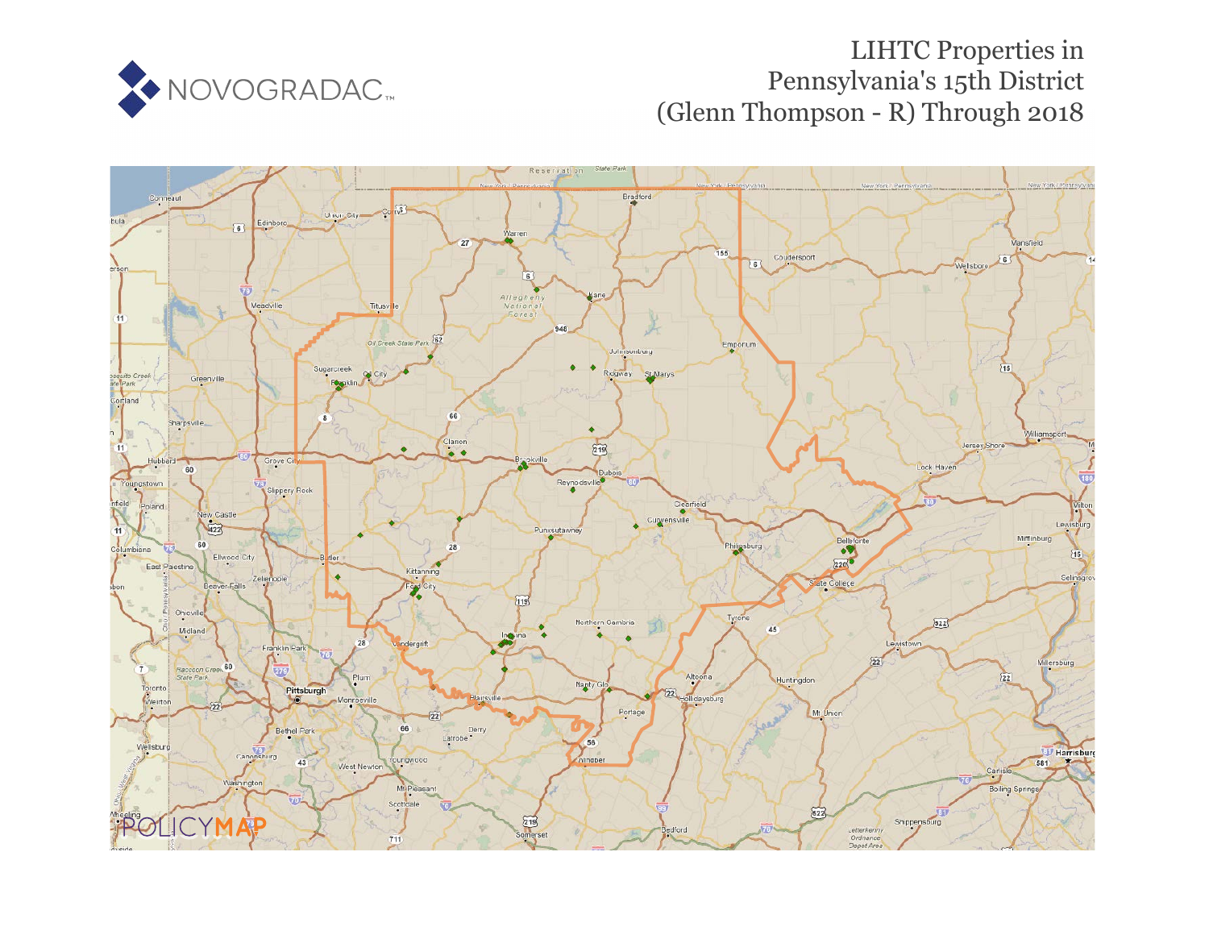# LIHTC Properties in Pennsylvania's 15th District (Glenn Thompson - R) Through 2018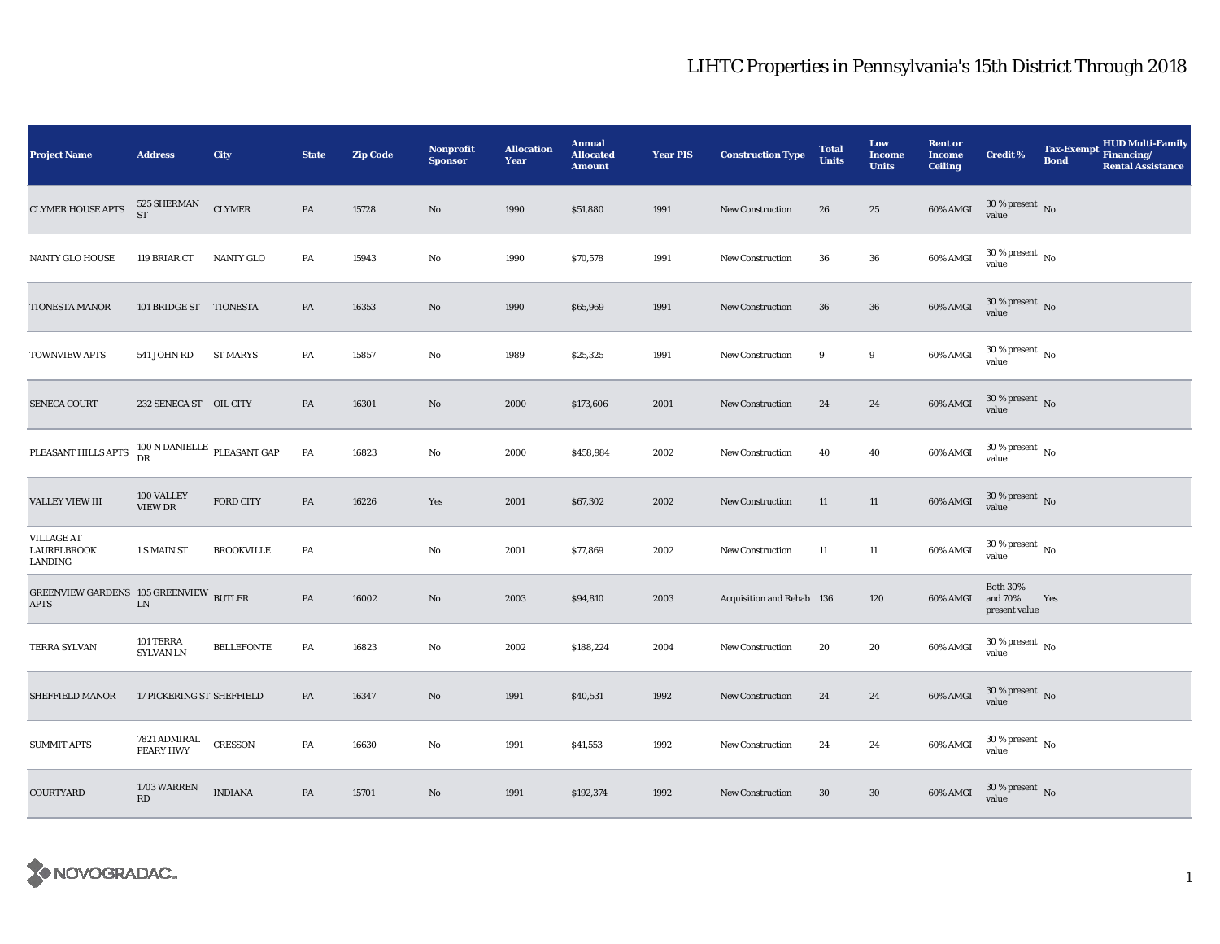# LIHTC Properties in Pennsylvania's 15th District Through 2018

| Project Name | Address | City | State | Zip Code | Nonprofit Sponsor | Allocation Year | Annual Allocated Amount | Year PIS | Construction Type | Total Units | Low Income Units | Rent or Income Ceiling | Credit % | Tax-Exempt Bond | HUD Multi-Family Financing/ Rental Assistance |
|---|---|---|---|---|---|---|---|---|---|---|---|---|---|---|---|
| CLYMER HOUSE APTS | 525 SHERMAN ST | CLYMER | PA | 15728 | No | 1990 | $51,880 | 1991 | New Construction | 26 | 25 | 60% AMGI | 30 % present value | No | |
| NANTY GLO HOUSE | 119 BRIAR CT | NANTY GLO | PA | 15943 | No | 1990 | $70,578 | 1991 | New Construction | 36 | 36 | 60% AMGI | 30 % present value | No | |
| TIONESTA MANOR | 101 BRIDGE ST | TIONESTA | PA | 16353 | No | 1990 | $65,969 | 1991 | New Construction | 36 | 36 | 60% AMGI | 30 % present value | No | |
| TOWNVIEW APTS | 541 JOHN RD | ST MARYS | PA | 15857 | No | 1989 | $25,325 | 1991 | New Construction | 9 | 9 | 60% AMGI | 30 % present value | No | |
| SENECA COURT | 232 SENECA ST | OIL CITY | PA | 16301 | No | 2000 | $173,606 | 2001 | New Construction | 24 | 24 | 60% AMGI | 30 % present value | No | |
| PLEASANT HILLS APTS | 100 N DANIELLE DR | PLEASANT GAP | PA | 16823 | No | 2000 | $458,984 | 2002 | New Construction | 40 | 40 | 60% AMGI | 30 % present value | No | |
| VALLEY VIEW III | 100 VALLEY VIEW DR | FORD CITY | PA | 16226 | Yes | 2001 | $67,302 | 2002 | New Construction | 11 | 11 | 60% AMGI | 30 % present value | No | |
| VILLAGE AT LAURELBROOK LANDING | 1 S MAIN ST | BROOKVILLE | PA | | No | 2001 | $77,869 | 2002 | New Construction | 11 | 11 | 60% AMGI | 30 % present value | No | |
| GREENVIEW GARDENS APTS | 105 GREENVIEW LN | BUTLER | PA | 16002 | No | 2003 | $94,810 | 2003 | Acquisition and Rehab | 136 | 120 | 60% AMGI | Both 30% and 70% present value | Yes | |
| TERRA SYLVAN | 101 TERRA SYLVAN LN | BELLEFONTE | PA | 16823 | No | 2002 | $188,224 | 2004 | New Construction | 20 | 20 | 60% AMGI | 30 % present value | No | |
| SHEFFIELD MANOR | 17 PICKERING ST | SHEFFIELD | PA | 16347 | No | 1991 | $40,531 | 1992 | New Construction | 24 | 24 | 60% AMGI | 30 % present value | No | |
| SUMMIT APTS | 7821 ADMIRAL PEARY HWY | CRESSON | PA | 16630 | No | 1991 | $41,553 | 1992 | New Construction | 24 | 24 | 60% AMGI | 30 % present value | No | |
| COURTYARD | 1703 WARREN RD | INDIANA | PA | 15701 | No | 1991 | $192,374 | 1992 | New Construction | 30 | 30 | 60% AMGI | 30 % present value | No | |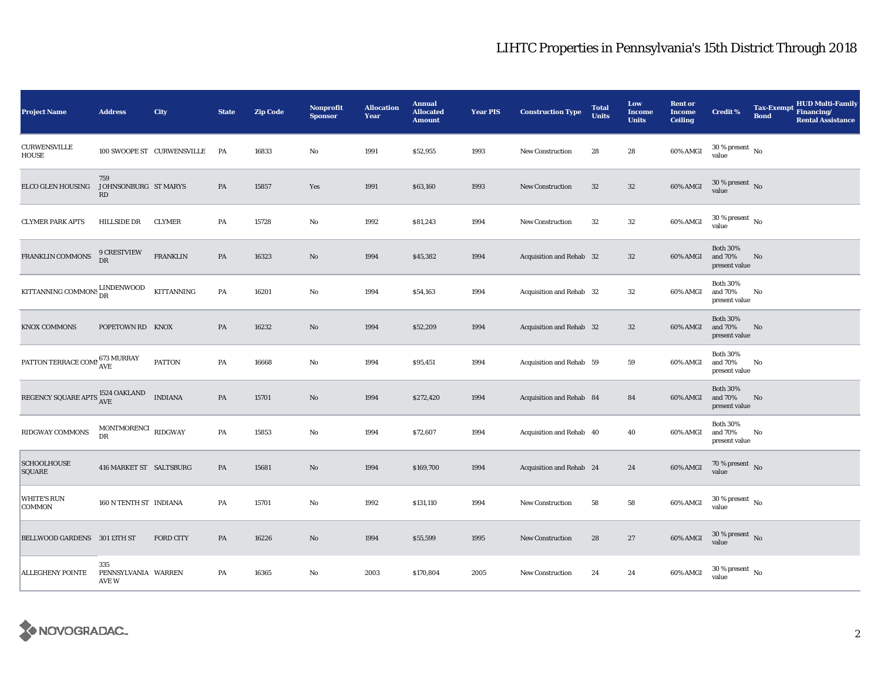# LIHTC Properties in Pennsylvania's 15th District Through 2018

| Project Name | Address | City | State | Zip Code | Nonprofit Sponsor | Allocation Year | Annual Allocated Amount | Year PIS | Construction Type | Total Units | Low Income Units | Rent or Income Ceiling | Credit % | Tax-Exempt Bond | HUD Multi-Family Financing/ Rental Assistance |
|---|---|---|---|---|---|---|---|---|---|---|---|---|---|---|---|
| CURWENSVILLE HOUSE | 100 SWOOPE ST | CURWENSVILLE | PA | 16833 | No | 1991 | $52,955 | 1993 | New Construction | 28 | 28 | 60% AMGI | 30 % present value | No | |
| ELCO GLEN HOUSING | 759 JOHNSONBURG RD | ST MARYS | PA | 15857 | Yes | 1991 | $63,160 | 1993 | New Construction | 32 | 32 | 60% AMGI | 30 % present value | No | |
| CLYMER PARK APTS | HILLSIDE DR | CLYMER | PA | 15728 | No | 1992 | $81,243 | 1994 | New Construction | 32 | 32 | 60% AMGI | 30 % present value | No | |
| FRANKLIN COMMONS | 9 CRESTVIEW DR | FRANKLIN | PA | 16323 | No | 1994 | $45,382 | 1994 | Acquisition and Rehab | 32 | 32 | 60% AMGI | Both 30% and 70% present value | No | |
| KITTANNING COMMONS | LINDENWOOD DR | KITTANNING | PA | 16201 | No | 1994 | $54,163 | 1994 | Acquisition and Rehab | 32 | 32 | 60% AMGI | Both 30% and 70% present value | No | |
| KNOX COMMONS | POPETOWN RD | KNOX | PA | 16232 | No | 1994 | $52,209 | 1994 | Acquisition and Rehab | 32 | 32 | 60% AMGI | Both 30% and 70% present value | No | |
| PATTON TERRACE COMM | 673 MURRAY AVE | PATTON | PA | 16668 | No | 1994 | $95,451 | 1994 | Acquisition and Rehab | 59 | 59 | 60% AMGI | Both 30% and 70% present value | No | |
| REGENCY SQUARE APTS | 1524 OAKLAND AVE | INDIANA | PA | 15701 | No | 1994 | $272,420 | 1994 | Acquisition and Rehab | 84 | 84 | 60% AMGI | Both 30% and 70% present value | No | |
| RIDGWAY COMMONS | MONTMORENCI DR | RIDGWAY | PA | 15853 | No | 1994 | $72,607 | 1994 | Acquisition and Rehab | 40 | 40 | 60% AMGI | Both 30% and 70% present value | No | |
| SCHOOLHOUSE SQUARE | 416 MARKET ST | SALTSBURG | PA | 15681 | No | 1994 | $169,700 | 1994 | Acquisition and Rehab | 24 | 24 | 60% AMGI | 70 % present value | No | |
| WHITE'S RUN COMMON | 160 N TENTH ST | INDIANA | PA | 15701 | No | 1992 | $131,110 | 1994 | New Construction | 58 | 58 | 60% AMGI | 30 % present value | No | |
| BELLWOOD GARDENS | 301 13TH ST | FORD CITY | PA | 16226 | No | 1994 | $55,599 | 1995 | New Construction | 28 | 27 | 60% AMGI | 30 % present value | No | |
| ALLEGHENY POINTE | 335 PENNSYLVANIA AVE W | WARREN | PA | 16365 | No | 2003 | $170,804 | 2005 | New Construction | 24 | 24 | 60% AMGI | 30 % present value | No | |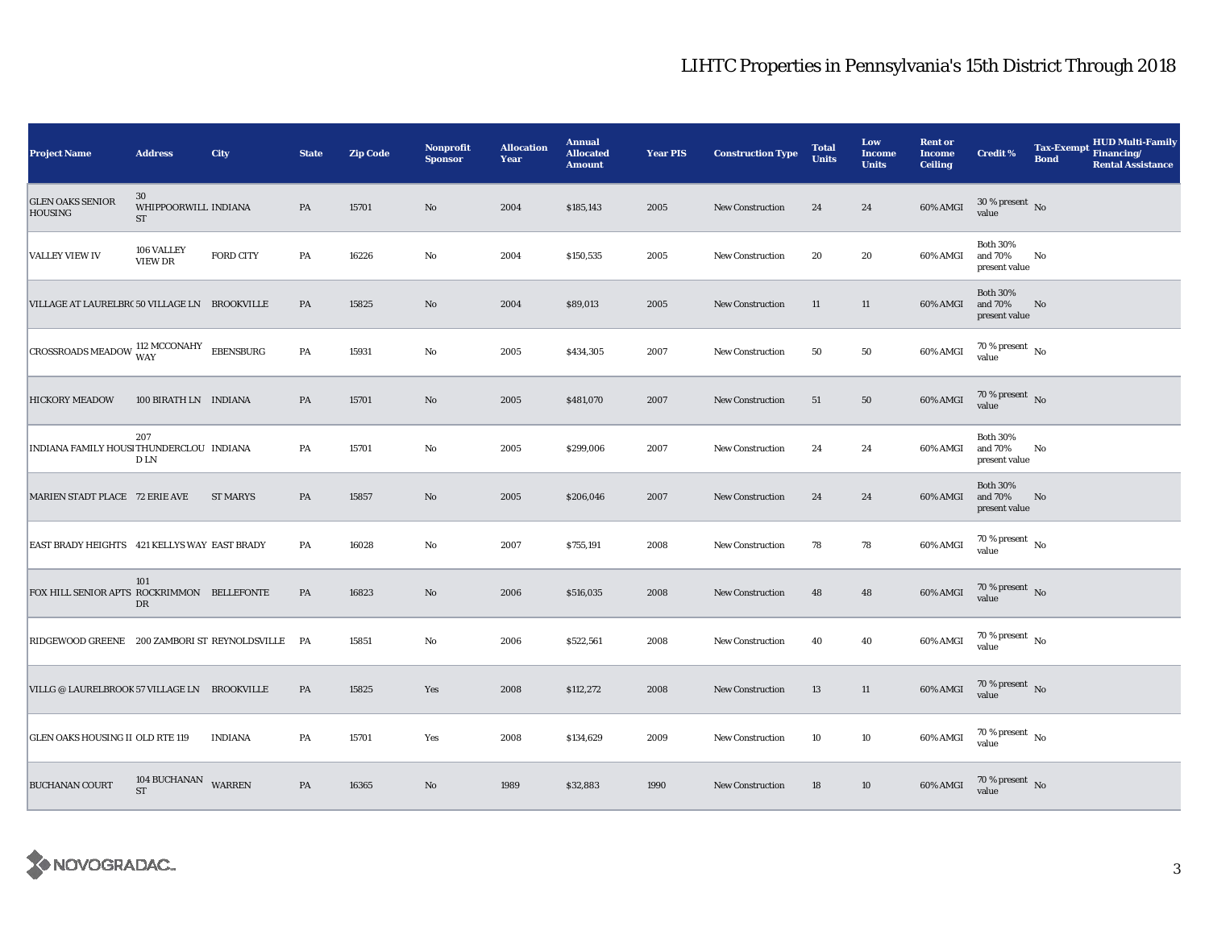# LIHTC Properties in Pennsylvania's 15th District Through 2018

| Project Name | Address | City | State | Zip Code | Nonprofit Sponsor | Allocation Year | Annual Allocated Amount | Year PIS | Construction Type | Total Units | Low Income Units | Rent or Income Ceiling | Credit % | Tax-Exempt Bond | HUD Multi-Family Financing/ Rental Assistance |
|---|---|---|---|---|---|---|---|---|---|---|---|---|---|---|---|
| GLEN OAKS SENIOR HOUSING | 30 WHIPPOORWILL ST | INDIANA | PA | 15701 | No | 2004 | $185,143 | 2005 | New Construction | 24 | 24 | 60% AMGI | 30 % present value | No | |
| VALLEY VIEW IV | 106 VALLEY VIEW DR | FORD CITY | PA | 16226 | No | 2004 | $150,535 | 2005 | New Construction | 20 | 20 | 60% AMGI | Both 30% and 70% present value | No | |
| VILLAGE AT LAURELBRO | 50 VILLAGE LN | BROOKVILLE | PA | 15825 | No | 2004 | $89,013 | 2005 | New Construction | 11 | 11 | 60% AMGI | Both 30% and 70% present value | No | |
| CROSSROADS MEADOW | 112 MCCONAHY WAY | EBENSBURG | PA | 15931 | No | 2005 | $434,305 | 2007 | New Construction | 50 | 50 | 60% AMGI | 70 % present value | No | |
| HICKORY MEADOW | 100 BIRATH LN | INDIANA | PA | 15701 | No | 2005 | $481,070 | 2007 | New Construction | 51 | 50 | 60% AMGI | 70 % present value | No | |
| INDIANA FAMILY HOUSI | 207 THUNDERCLOUD LN | INDIANA | PA | 15701 | No | 2005 | $299,006 | 2007 | New Construction | 24 | 24 | 60% AMGI | Both 30% and 70% present value | No | |
| MARIEN STADT PLACE | 72 ERIE AVE | ST MARYS | PA | 15857 | No | 2005 | $206,046 | 2007 | New Construction | 24 | 24 | 60% AMGI | Both 30% and 70% present value | No | |
| EAST BRADY HEIGHTS | 421 KELLYS WAY | EAST BRADY | PA | 16028 | No | 2007 | $755,191 | 2008 | New Construction | 78 | 78 | 60% AMGI | 70 % present value | No | |
| FOX HILL SENIOR APTS | 101 ROCKRIMMON DR | BELLEFONTE | PA | 16823 | No | 2006 | $516,035 | 2008 | New Construction | 48 | 48 | 60% AMGI | 70 % present value | No | |
| RIDGEWOOD GREENE | 200 ZAMBORI ST | REYNOLDSVILLE | PA | 15851 | No | 2006 | $522,561 | 2008 | New Construction | 40 | 40 | 60% AMGI | 70 % present value | No | |
| VILLG @ LAURELBROOK | 57 VILLAGE LN | BROOKVILLE | PA | 15825 | Yes | 2008 | $112,272 | 2008 | New Construction | 13 | 11 | 60% AMGI | 70 % present value | No | |
| GLEN OAKS HOUSING II | OLD RTE 119 | INDIANA | PA | 15701 | Yes | 2008 | $134,629 | 2009 | New Construction | 10 | 10 | 60% AMGI | 70 % present value | No | |
| BUCHANAN COURT | 104 BUCHANAN ST | WARREN | PA | 16365 | No | 1989 | $32,883 | 1990 | New Construction | 18 | 10 | 60% AMGI | 70 % present value | No | |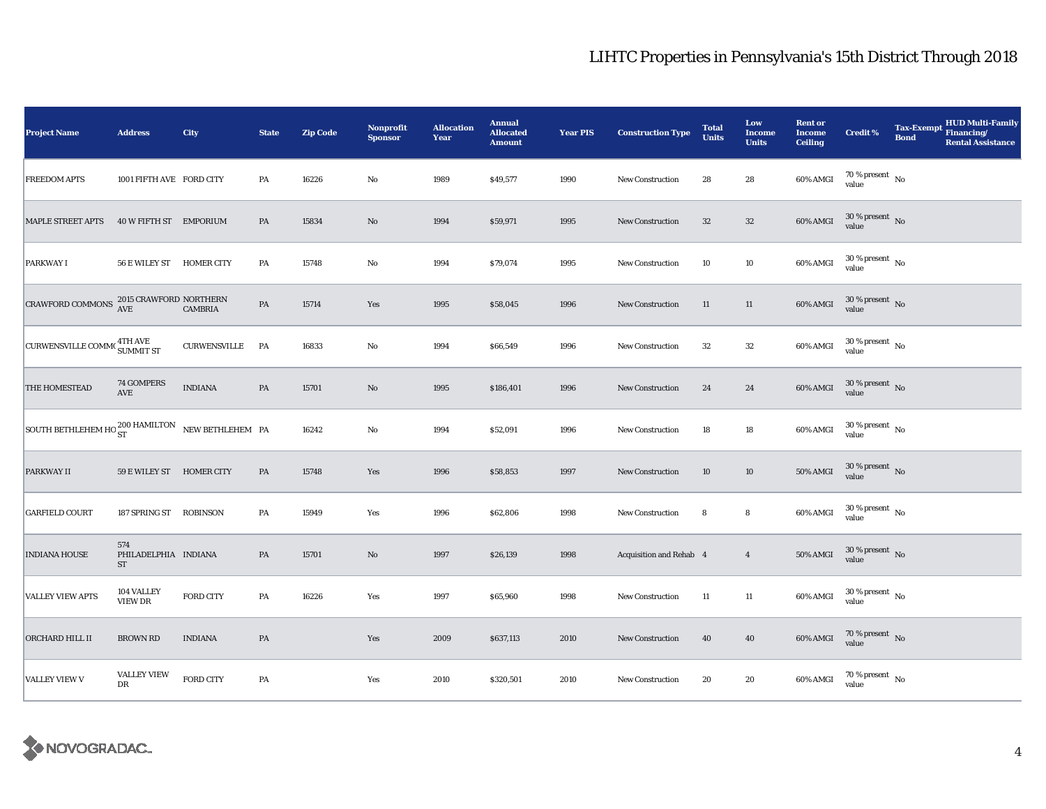# LIHTC Properties in Pennsylvania's 15th District Through 2018

| Project Name | Address | City | State | Zip Code | Nonprofit Sponsor | Allocation Year | Annual Allocated Amount | Year PIS | Construction Type | Total Units | Low Income Units | Rent or Income Ceiling | Credit % | Tax-Exempt Bond | HUD Multi-Family Financing/ Rental Assistance |
|---|---|---|---|---|---|---|---|---|---|---|---|---|---|---|---|
| FREEDOM APTS | 1001 FIFTH AVE | FORD CITY | PA | 16226 | No | 1989 | $49,577 | 1990 | New Construction | 28 | 28 | 60% AMGI | 70 % present value | No | |
| MAPLE STREET APTS | 40 W FIFTH ST | EMPORIUM | PA | 15834 | No | 1994 | $59,971 | 1995 | New Construction | 32 | 32 | 60% AMGI | 30 % present value | No | |
| PARKWAY I | 56 E WILEY ST | HOMER CITY | PA | 15748 | No | 1994 | $79,074 | 1995 | New Construction | 10 | 10 | 60% AMGI | 30 % present value | No | |
| CRAWFORD COMMONS | 2015 CRAWFORD AVE | NORTHERN CAMBRIA | PA | 15714 | Yes | 1995 | $58,045 | 1996 | New Construction | 11 | 11 | 60% AMGI | 30 % present value | No | |
| CURWENSVILLE COMM | 4TH AVE SUMMIT ST | CURWENSVILLE | PA | 16833 | No | 1994 | $66,549 | 1996 | New Construction | 32 | 32 | 60% AMGI | 30 % present value | No | |
| THE HOMESTEAD | 74 GOMPERS AVE | INDIANA | PA | 15701 | No | 1995 | $186,401 | 1996 | New Construction | 24 | 24 | 60% AMGI | 30 % present value | No | |
| SOUTH BETHLEHEM HO | 200 HAMILTON ST | NEW BETHLEHEM | PA | 16242 | No | 1994 | $52,091 | 1996 | New Construction | 18 | 18 | 60% AMGI | 30 % present value | No | |
| PARKWAY II | 59 E WILEY ST | HOMER CITY | PA | 15748 | Yes | 1996 | $58,853 | 1997 | New Construction | 10 | 10 | 50% AMGI | 30 % present value | No | |
| GARFIELD COURT | 187 SPRING ST | ROBINSON | PA | 15949 | Yes | 1996 | $62,806 | 1998 | New Construction | 8 | 8 | 60% AMGI | 30 % present value | No | |
| INDIANA HOUSE | 574 PHILADELPHIA ST | INDIANA | PA | 15701 | No | 1997 | $26,139 | 1998 | Acquisition and Rehab | 4 | 4 | 50% AMGI | 30 % present value | No | |
| VALLEY VIEW APTS | 104 VALLEY VIEW DR | FORD CITY | PA | 16226 | Yes | 1997 | $65,960 | 1998 | New Construction | 11 | 11 | 60% AMGI | 30 % present value | No | |
| ORCHARD HILL II | BROWN RD | INDIANA | PA | | Yes | 2009 | $637,113 | 2010 | New Construction | 40 | 40 | 60% AMGI | 70 % present value | No | |
| VALLEY VIEW V | VALLEY VIEW DR | FORD CITY | PA | | Yes | 2010 | $320,501 | 2010 | New Construction | 20 | 20 | 60% AMGI | 70 % present value | No | |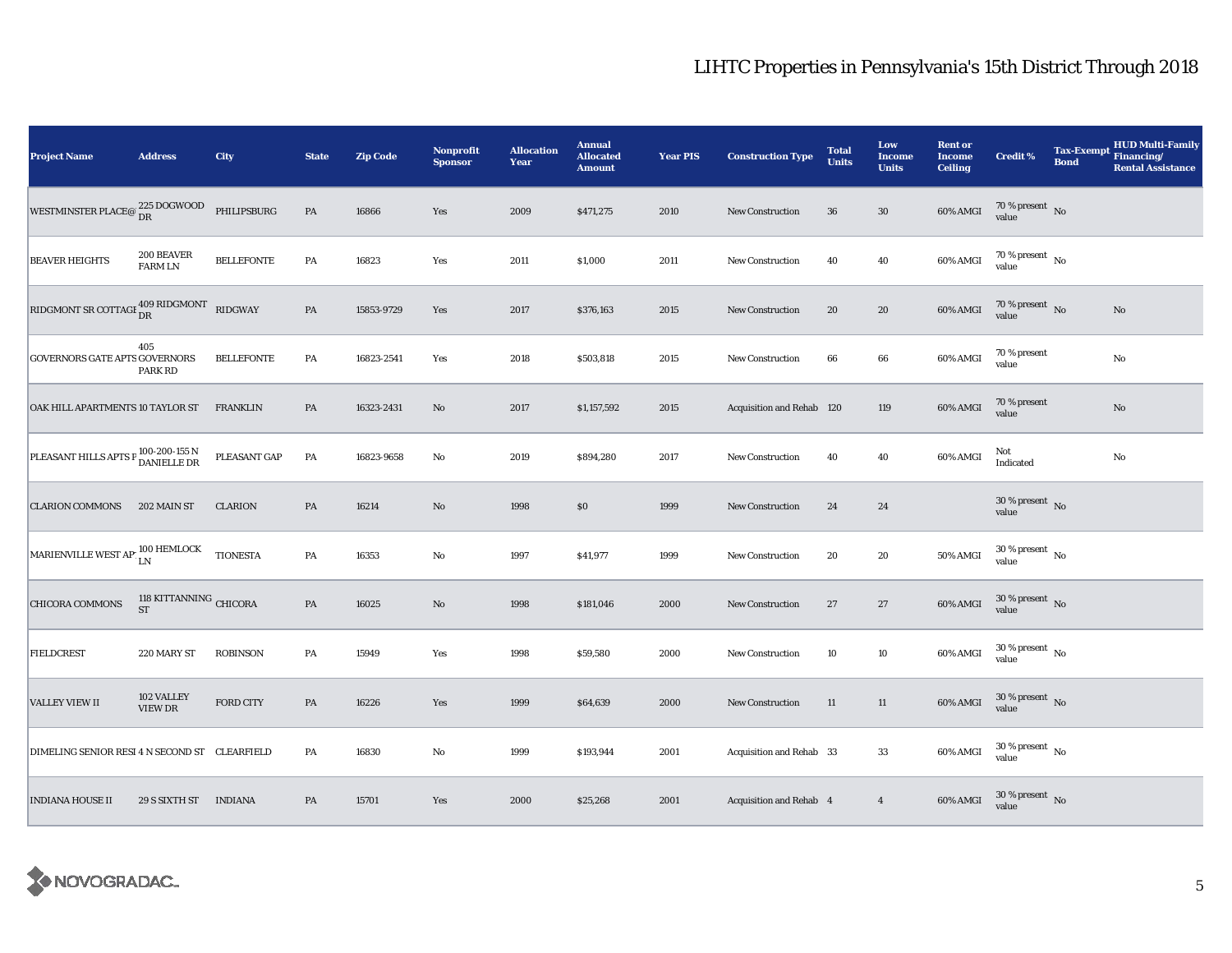# LIHTC Properties in Pennsylvania's 15th District Through 2018

| Project Name | Address | City | State | Zip Code | Nonprofit Sponsor | Allocation Year | Annual Allocated Amount | Year PIS | Construction Type | Total Units | Low Income Units | Rent or Income Ceiling | Credit % | Tax-Exempt Bond | HUD Multi-Family Financing/ Rental Assistance |
|---|---|---|---|---|---|---|---|---|---|---|---|---|---|---|---|
| WESTMINSTER PLACE@ | 225 DOGWOOD DR | PHILIPSBURG | PA | 16866 | Yes | 2009 | $471,275 | 2010 | New Construction | 36 | 30 | 60% AMGI | 70 % present value | No | |
| BEAVER HEIGHTS | 200 BEAVER FARM LN | BELLEFONTE | PA | 16823 | Yes | 2011 | $1,000 | 2011 | New Construction | 40 | 40 | 60% AMGI | 70 % present value | No | |
| RIDGMONT SR COTTAGE | 409 RIDGMONT DR | RIDGWAY | PA | 15853-9729 | Yes | 2017 | $376,163 | 2015 | New Construction | 20 | 20 | 60% AMGI | 70 % present value | No | No |
| GOVERNORS GATE APTS | 405 GOVERNORS PARK RD | BELLEFONTE | PA | 16823-2541 | Yes | 2018 | $503,818 | 2015 | New Construction | 66 | 66 | 60% AMGI | 70 % present value | | No |
| OAK HILL APARTMENTS | 10 TAYLOR ST | FRANKLIN | PA | 16323-2431 | No | 2017 | $1,157,592 | 2015 | Acquisition and Rehab | 120 | 119 | 60% AMGI | 70 % present value | | No |
| PLEASANT HILLS APTS P | 100-200-155 N DANIELLE DR | PLEASANT GAP | PA | 16823-9658 | No | 2019 | $894,280 | 2017 | New Construction | 40 | 40 | 60% AMGI | Not Indicated | | No |
| CLARION COMMONS | 202 MAIN ST | CLARION | PA | 16214 | No | 1998 | $0 | 1999 | New Construction | 24 | 24 | | 30 % present value | No | |
| MARIENVILLE WEST AP | 100 HEMLOCK LN | TIONESTA | PA | 16353 | No | 1997 | $41,977 | 1999 | New Construction | 20 | 20 | 50% AMGI | 30 % present value | No | |
| CHICORA COMMONS | 118 KITTANNING ST | CHICORA | PA | 16025 | No | 1998 | $181,046 | 2000 | New Construction | 27 | 27 | 60% AMGI | 30 % present value | No | |
| FIELDCREST | 220 MARY ST | ROBINSON | PA | 15949 | Yes | 1998 | $59,580 | 2000 | New Construction | 10 | 10 | 60% AMGI | 30 % present value | No | |
| VALLEY VIEW II | 102 VALLEY VIEW DR | FORD CITY | PA | 16226 | Yes | 1999 | $64,639 | 2000 | New Construction | 11 | 11 | 60% AMGI | 30 % present value | No | |
| DIMELING SENIOR RESI | 4 N SECOND ST | CLEARFIELD | PA | 16830 | No | 1999 | $193,944 | 2001 | Acquisition and Rehab | 33 | 33 | 60% AMGI | 30 % present value | No | |
| INDIANA HOUSE II | 29 S SIXTH ST | INDIANA | PA | 15701 | Yes | 2000 | $25,268 | 2001 | Acquisition and Rehab | 4 | 4 | 60% AMGI | 30 % present value | No | |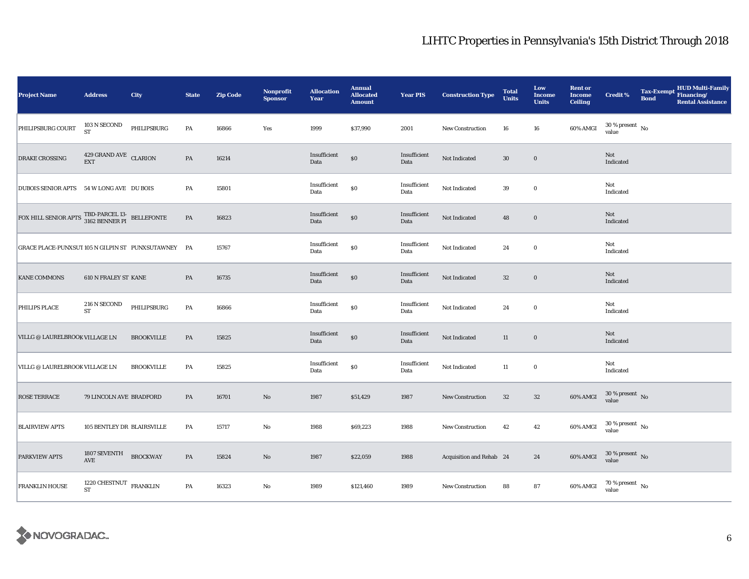# LIHTC Properties in Pennsylvania's 15th District Through 2018

| Project Name | Address | City | State | Zip Code | Nonprofit Sponsor | Allocation Year | Annual Allocated Amount | Year PIS | Construction Type | Total Units | Low Income Units | Rent or Income Ceiling | Credit % | Tax-Exempt Bond | HUD Multi-Family Financing/ Rental Assistance |
|---|---|---|---|---|---|---|---|---|---|---|---|---|---|---|---|
| PHILIPSBURG COURT | 103 N SECOND ST | PHILIPSBURG | PA | 16866 | Yes | 1999 | $37,990 | 2001 | New Construction | 16 | 16 | 60% AMGI | 30 % present value | No | |
| DRAKE CROSSING | 429 GRAND AVE EXT | CLARION | PA | 16214 | | Insufficient Data | $0 | Insufficient Data | Not Indicated | 30 | 0 | | Not Indicated | | |
| DUBOIS SENIOR APTS | 54 W LONG AVE | DU BOIS | PA | 15801 | | Insufficient Data | $0 | Insufficient Data | Not Indicated | 39 | 0 | | Not Indicated | | |
| FOX HILL SENIOR APTS | TBD-PARCEL 13-3162 BENNER PI | BELLEFONTE | PA | 16823 | | Insufficient Data | $0 | Insufficient Data | Not Indicated | 48 | 0 | | Not Indicated | | |
| GRACE PLACE-PUNXSUT | 105 N GILPIN ST | PUNXSUTAWNEY | PA | 15767 | | Insufficient Data | $0 | Insufficient Data | Not Indicated | 24 | 0 | | Not Indicated | | |
| KANE COMMONS | 610 N FRALEY ST | KANE | PA | 16735 | | Insufficient Data | $0 | Insufficient Data | Not Indicated | 32 | 0 | | Not Indicated | | |
| PHILIPS PLACE | 216 N SECOND ST | PHILIPSBURG | PA | 16866 | | Insufficient Data | $0 | Insufficient Data | Not Indicated | 24 | 0 | | Not Indicated | | |
| VILLG @ LAURELBROOK | VILLAGE LN | BROOKVILLE | PA | 15825 | | Insufficient Data | $0 | Insufficient Data | Not Indicated | 11 | 0 | | Not Indicated | | |
| VILLG @ LAURELBROOK | VILLAGE LN | BROOKVILLE | PA | 15825 | | Insufficient Data | $0 | Insufficient Data | Not Indicated | 11 | 0 | | Not Indicated | | |
| ROSE TERRACE | 79 LINCOLN AVE | BRADFORD | PA | 16701 | No | 1987 | $51,429 | 1987 | New Construction | 32 | 32 | 60% AMGI | 30 % present value | No | |
| BLAIRVIEW APTS | 105 BENTLEY DR | BLAIRSVILLE | PA | 15717 | No | 1988 | $69,223 | 1988 | New Construction | 42 | 42 | 60% AMGI | 30 % present value | No | |
| PARKVIEW APTS | 1807 SEVENTH AVE | BROCKWAY | PA | 15824 | No | 1987 | $22,059 | 1988 | Acquisition and Rehab | 24 | 24 | 60% AMGI | 30 % present value | No | |
| FRANKLIN HOUSE | 1220 CHESTNUT ST | FRANKLIN | PA | 16323 | No | 1989 | $121,460 | 1989 | New Construction | 88 | 87 | 60% AMGI | 70 % present value | No | |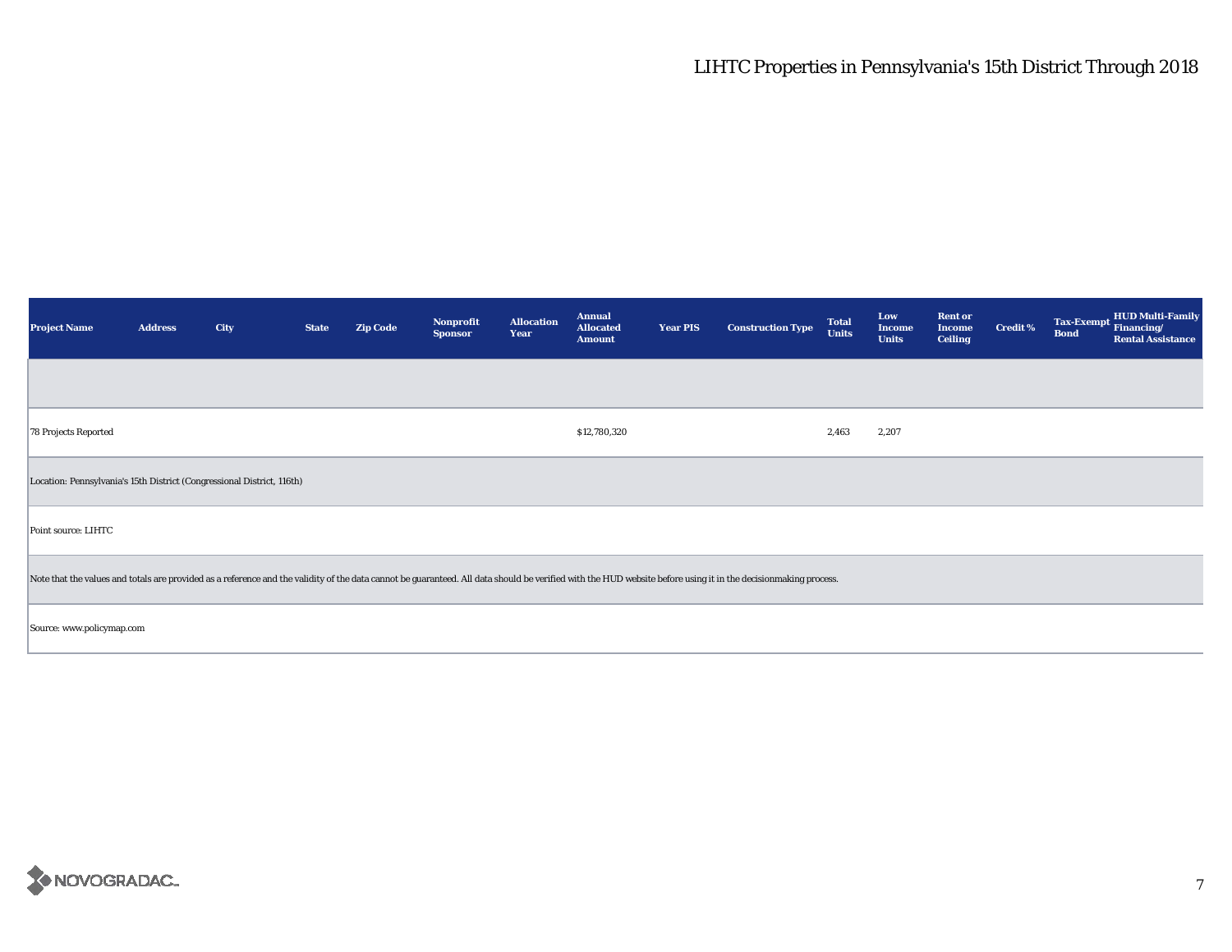# LIHTC Properties in Pennsylvania's 15th District Through 2018

| Project Name | Address | City | State | Zip Code | Nonprofit Sponsor | Allocation Year | Annual Allocated Amount | Year PIS | Construction Type | Total Units | Low Income Units | Rent or Income Ceiling | Credit % | Tax-Exempt Bond | HUD Multi-Family Financing/ Rental Assistance |
|---|---|---|---|---|---|---|---|---|---|---|---|---|---|---|---|
| | | | | | | | | | | | | | | | |
| 78 Projects Reported | | | | | | | $12,780,320 | | | 2,463 | 2,207 | | | | |
| Location: Pennsylvania's 15th District (Congressional District, 116th) | | | | | | | | | | | | | | | |
| Point source: LIHTC | | | | | | | | | | | | | | | |
| Note that the values and totals are provided as a reference and the validity of the data cannot be guaranteed. All data should be verified with the HUD website before using it in the decisionmaking process. | | | | | | | | | | | | | | | |
| Source: www.policymap.com | | | | | | | | | | | | | | | |